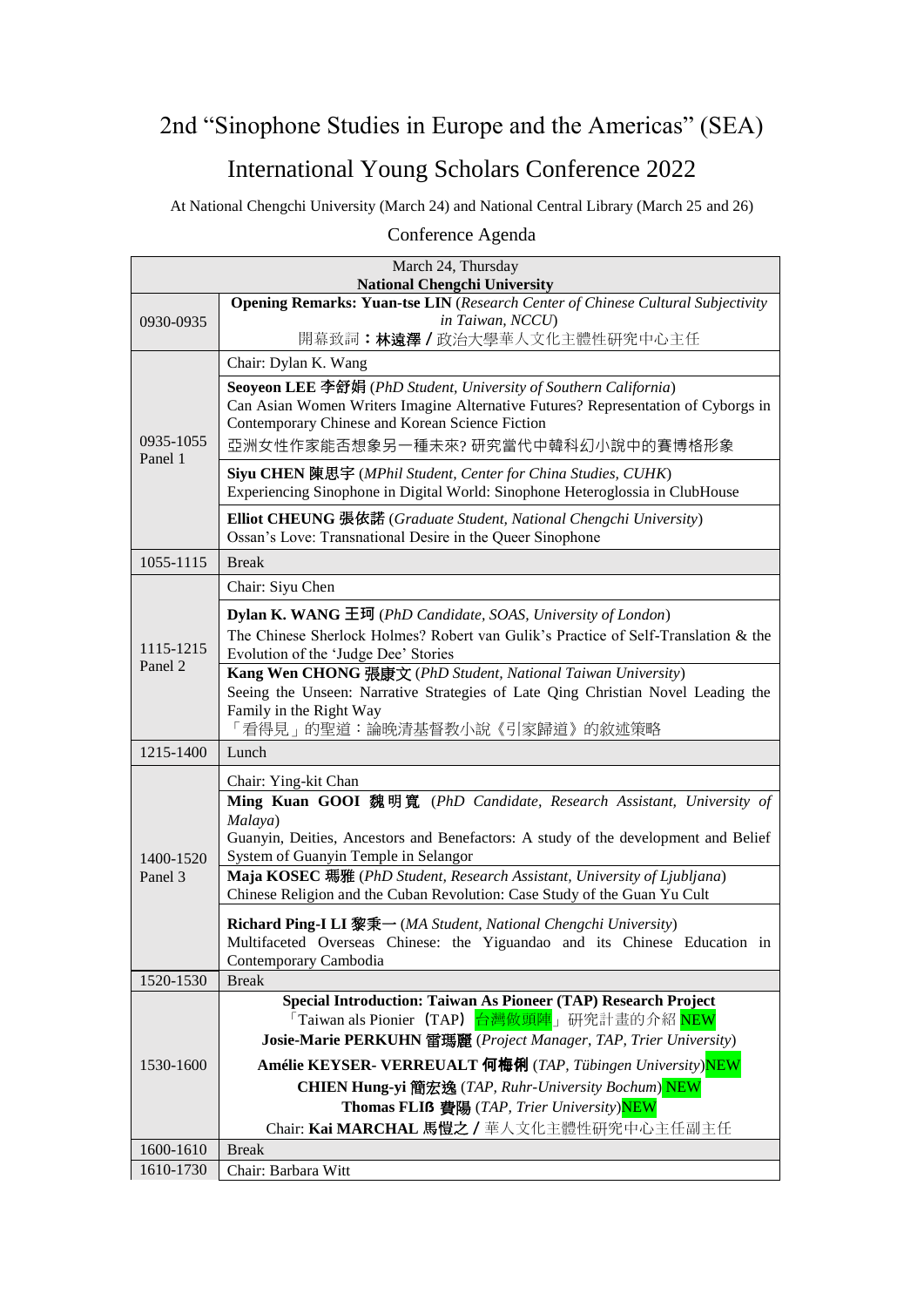# 2nd "Sinophone Studies in Europe and the Americas" (SEA) International Young Scholars Conference 2022

At National Chengchi University (March 24) and National Central Library (March 25 and 26)

## Conference Agenda

| March 24, Thursday **National Chengchi University** | |
|---|---|
| 0930-0935 | **Opening Remarks: Yuan-tse LIN** (*Research Center of Chinese Cultural Subjectivity in Taiwan, NCCU*)<br>開幕致詞：**林遠澤**／政治大學華人文化主體性研究中心主任 |
| 0935-1055<br>Panel 1 | Chair: Dylan K. Wang |
| | **Seoyeon LEE 李舒娟** (*PhD Student, University of Southern California*)<br>Can Asian Women Writers Imagine Alternative Futures? Representation of Cyborgs in Contemporary Chinese and Korean Science Fiction<br>亞洲女性作家能否想象另一種未來? 研究當代中韓科幻小說中的賽博格形象 |
| | **Siyu CHEN 陳思宇** (*MPhil Student, Center for China Studies, CUHK*)<br>Experiencing Sinophone in Digital World: Sinophone Heteroglossia in ClubHouse |
| | **Elliot CHEUNG 張依諾** (*Graduate Student, National Chengchi University*)<br>Ossan's Love: Transnational Desire in the Queer Sinophone |
| 1055-1115 | Break |
| 1115-1215<br>Panel 2 | Chair: Siyu Chen |
| | **Dylan K. WANG 王珂** (*PhD Candidate, SOAS, University of London*)<br>The Chinese Sherlock Holmes? Robert van Gulik's Practice of Self-Translation & the Evolution of the 'Judge Dee' Stories |
| | **Kang Wen CHONG 張康文** (*PhD Student, National Taiwan University*)<br>Seeing the Unseen: Narrative Strategies of Late Qing Christian Novel Leading the Family in the Right Way<br>「看得見」的聖道：論晚清基督教小說《引家歸道》的敘述策略 |
| 1215-1400 | Lunch |
| 1400-1520<br>Panel 3 | Chair: Ying-kit Chan |
| | **Ming Kuan GOOI 魏明寬** (*PhD Candidate, Research Assistant, University of Malaya*)<br>Guanyin, Deities, Ancestors and Benefactors: A study of the development and Belief System of Guanyin Temple in Selangor |
| | **Maja KOSEC 瑪雅** (*PhD Student, Research Assistant, University of Ljubljana*)<br>Chinese Religion and the Cuban Revolution: Case Study of the Guan Yu Cult |
| | **Richard Ping-I LI 黎秉一** (*MA Student, National Chengchi University*)<br>Multifaceted Overseas Chinese: the Yiguandao and its Chinese Education in Contemporary Cambodia |
| 1520-1530 | Break |
| 1530-1600 | **Special Introduction: Taiwan As Pioneer (TAP) Research Project**<br>「Taiwan als Pionier（TAP）台灣做頭陣」研究計畫的介紹 NEW<br>**Josie-Marie PERKUHN 雷瑪麗** (*Project Manager, TAP, Trier University*)<br>**Amélie KEYSER- VERREUALT 何梅俐** (*TAP, Tübingen University*)NEW<br>**CHIEN Hung-yi 簡宏逸** (*TAP, Ruhr-University Bochum*) NEW<br>**Thomas FLIß 費陽** (*TAP, Trier University*)NEW<br>Chair: **Kai MARCHAL 馬愷之**／華人文化主體性研究中心主任副主任 |
| 1600-1610 | Break |
| 1610-1730 | Chair: Barbara Witt |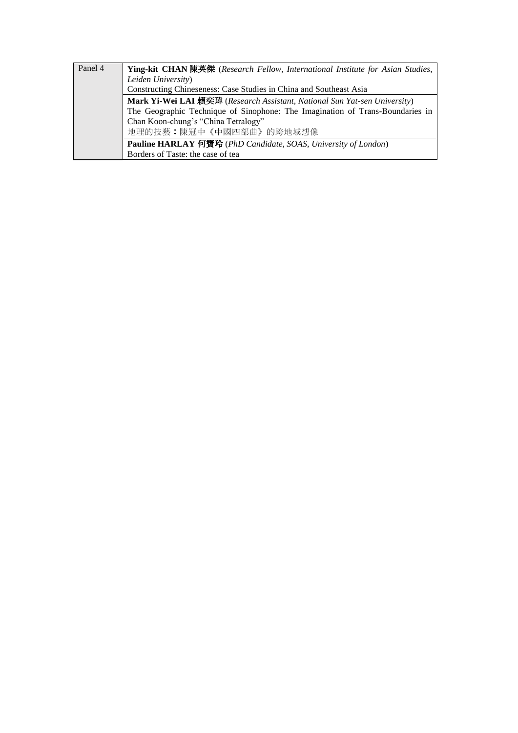| Panel 4 | **Ying-kit CHAN 陳英傑** (*Research Fellow, International Institute for Asian Studies, Leiden University*)<br>Constructing Chineseness: Case Studies in China and Southeast Asia |
|---|---|
| | **Mark Yi-Wei LAI 賴奕瑋** (*Research Assistant, National Sun Yat-sen University*)<br>The Geographic Technique of Sinophone: The Imagination of Trans-Boundaries in Chan Koon-chung's "China Tetralogy"<br>地理的技藝：陳冠中《中國四部曲》的跨地域想像 |
| | **Pauline HARLAY 何寶玲** (*PhD Candidate, SOAS, University of London*)<br>Borders of Taste: the case of tea |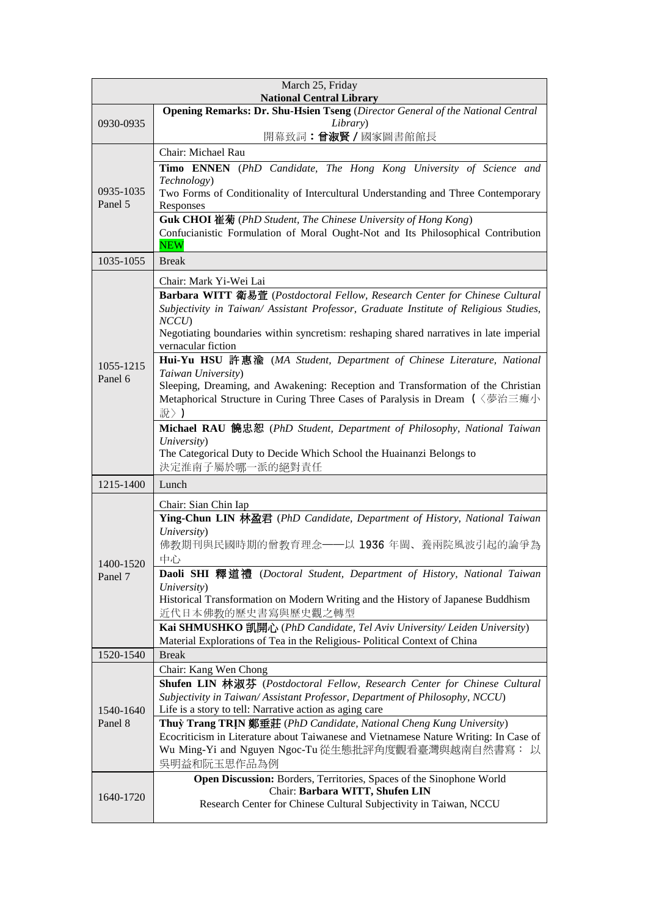| March 25, Friday<br>**National Central Library** | |
|---|---|
| 0930-0935 | **Opening Remarks: Dr. Shu-Hsien Tseng** (*Director General of the National Central Library*)<br>開幕致詞：**曾淑賢**／國家圖書館館長 |
| 0935-1035<br>Panel 5 | Chair: Michael Rau |
| | **Timo ENNEN** (*PhD Candidate, The Hong Kong University of Science and Technology*)<br>Two Forms of Conditionality of Intercultural Understanding and Three Contemporary Responses |
| | **Guk CHOI 崔菊** (*PhD Student, The Chinese University of Hong Kong*)<br>Confucianistic Formulation of Moral Ought-Not and Its Philosophical Contribution NEW |
| 1035-1055 | Break |
| 1055-1215<br>Panel 6 | Chair: Mark Yi-Wei Lai |
| | **Barbara WITT 衛易萱** (*Postdoctoral Fellow, Research Center for Chinese Cultural Subjectivity in Taiwan/ Assistant Professor, Graduate Institute of Religious Studies, NCCU*)<br>Negotiating boundaries within syncretism: reshaping shared narratives in late imperial vernacular fiction |
| | **Hui-Yu HSU 許惠渝** (*MA Student, Department of Chinese Literature, National Taiwan University*)<br>Sleeping, Dreaming, and Awakening: Reception and Transformation of the Christian Metaphorical Structure in Curing Three Cases of Paralysis in Dream（〈夢治三癱小說〉） |
| | **Michael RAU 饒忠恕** (*PhD Student, Department of Philosophy, National Taiwan University*)<br>The Categorical Duty to Decide Which School the Huainanzi Belongs to<br>決定淮南子屬於哪一派的絕對責任 |
| 1215-1400 | Lunch |
| 1400-1520<br>Panel 7 | Chair: Sian Chin Iap |
| | **Ying-Chun LIN 林盈君** (*PhD Candidate, Department of History, National Taiwan University*)<br>佛教期刊與民國時期的僧教育理念——以 1936 年閩、養兩院風波引起的論爭為中心 |
| | **Daoli SHI 釋道禮** (*Doctoral Student, Department of History, National Taiwan University*)<br>Historical Transformation on Modern Writing and the History of Japanese Buddhism<br>近代日本佛教的歷史書寫與歷史觀之轉型 |
| | **Kai SHMUSHKO 凱開心** (*PhD Candidate, Tel Aviv University/ Leiden University*)<br>Material Explorations of Tea in the Religious- Political Context of China |
| 1520-1540 | Break |
| 1540-1640<br>Panel 8 | Chair: Kang Wen Chong |
| | **Shufen LIN 林淑芬** (*Postdoctoral Fellow, Research Center for Chinese Cultural Subjectivity in Taiwan/ Assistant Professor, Department of Philosophy, NCCU*)<br>Life is a story to tell: Narrative action as aging care |
| | **Thuỳ Trang TRỊNH 鄭垂莊** (*PhD Candidate, National Cheng Kung University*)<br>Ecocriticism in Literature about Taiwanese and Vietnamese Nature Writing: In Case of Wu Ming-Yi and Nguyen Ngoc-Tu 從生態批評角度觀看臺灣與越南自然書寫：以吳明益和阮玉思作品為例 |
| 1640-1720 | **Open Discussion:** Borders, Territories, Spaces of the Sinophone World<br>Chair: **Barbara WITT, Shufen LIN**<br>Research Center for Chinese Cultural Subjectivity in Taiwan, NCCU |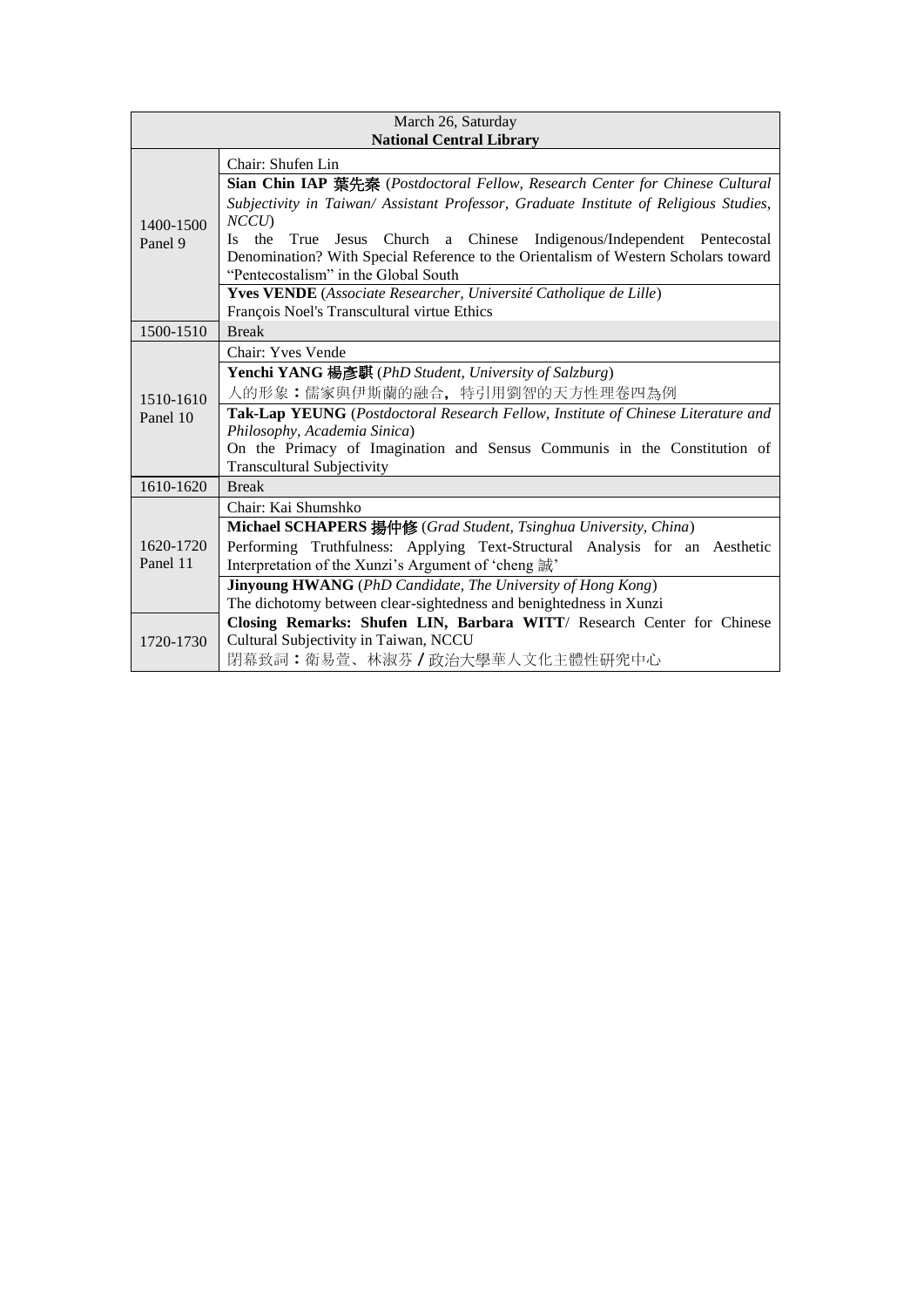| March 26, Saturday **National Central Library** | |
|---|---|
| 1400-1500 Panel 9 | Chair: Shufen Lin |
| | **Sian Chin IAP 葉先秦** (*Postdoctoral Fellow, Research Center for Chinese Cultural Subjectivity in Taiwan/ Assistant Professor, Graduate Institute of Religious Studies, NCCU*) Is the True Jesus Church a Chinese Indigenous/Independent Pentecostal Denomination? With Special Reference to the Orientalism of Western Scholars toward "Pentecostalism" in the Global South |
| | **Yves VENDE** (*Associate Researcher, Université Catholique de Lille*) François Noel's Transcultural virtue Ethics |
| 1500-1510 | Break |
| 1510-1610 Panel 10 | Chair: Yves Vende |
| | **Yenchi YANG 楊彥騏** (*PhD Student, University of Salzburg*) 人的形象：儒家與伊斯蘭的融合，特引用劉智的天方性理卷四為例 |
| | **Tak-Lap YEUNG** (*Postdoctoral Research Fellow, Institute of Chinese Literature and Philosophy, Academia Sinica*) On the Primacy of Imagination and Sensus Communis in the Constitution of Transcultural Subjectivity |
| 1610-1620 | Break |
| 1620-1720 Panel 11 | Chair: Kai Shumshko |
| | **Michael SCHAPERS 揚仲修** (*Grad Student, Tsinghua University, China*) Performing Truthfulness: Applying Text-Structural Analysis for an Aesthetic Interpretation of the Xunzi's Argument of 'cheng 誠' |
| | **Jinyoung HWANG** (*PhD Candidate, The University of Hong Kong*) The dichotomy between clear-sightedness and benightedness in Xunzi |
| 1720-1730 | **Closing Remarks: Shufen LIN, Barbara WITT**/ Research Center for Chinese Cultural Subjectivity in Taiwan, NCCU 閉幕致詞：衛易萱、林淑芬 / 政治大學華人文化主體性研究中心 |